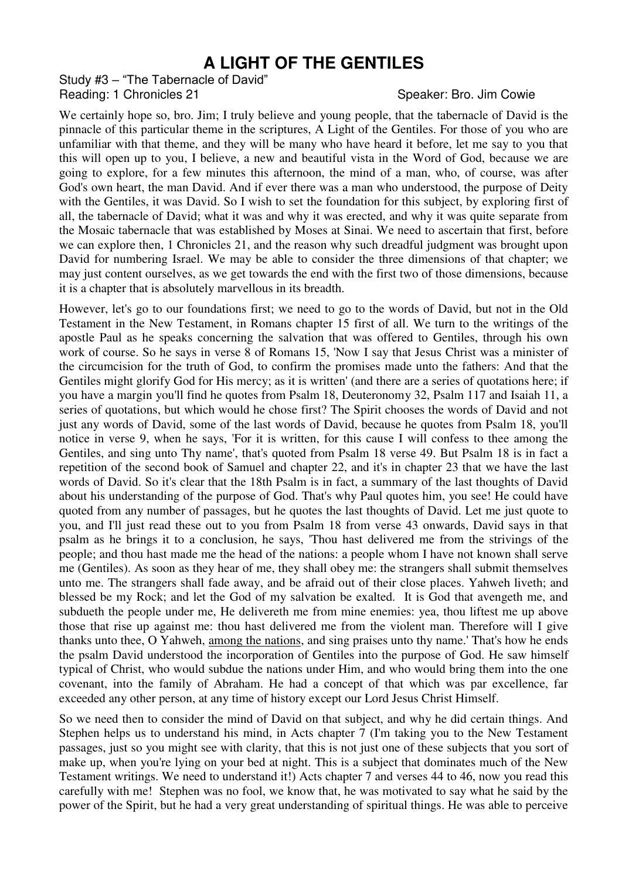# A LIGHT OF THE GENTILES

Study #3 – "The Tabernacle of David"

Reading: 1 Chronicles 21 Speaker: Bro. Jim Cowie

We certainly hope so, bro. Jim; I truly believe and young people, that the tabernacle of David is the pinnacle of this particular theme in the scriptures, A Light of the Gentiles. For those of you who are unfamiliar with that theme, and they will be many who have heard it before, let me say to you that this will open up to you, I believe, a new and beautiful vista in the Word of God, because we are going to explore, for a few minutes this afternoon, the mind of a man, who, of course, was after God's own heart, the man David. And if ever there was a man who understood, the purpose of Deity with the Gentiles, it was David. So I wish to set the foundation for this subject, by exploring first of all, the tabernacle of David; what it was and why it was erected, and why it was quite separate from the Mosaic tabernacle that was established by Moses at Sinai. We need to ascertain that first, before we can explore then, 1 Chronicles 21, and the reason why such dreadful judgment was brought upon David for numbering Israel. We may be able to consider the three dimensions of that chapter; we may just content ourselves, as we get towards the end with the first two of those dimensions, because it is a chapter that is absolutely marvellous in its breadth.

However, let's go to our foundations first; we need to go to the words of David, but not in the Old Testament in the New Testament, in Romans chapter 15 first of all. We turn to the writings of the apostle Paul as he speaks concerning the salvation that was offered to Gentiles, through his own work of course. So he says in verse 8 of Romans 15, 'Now I say that Jesus Christ was a minister of the circumcision for the truth of God, to confirm the promises made unto the fathers: And that the Gentiles might glorify God for His mercy; as it is written' (and there are a series of quotations here; if you have a margin you'll find he quotes from Psalm 18, Deuteronomy 32, Psalm 117 and Isaiah 11, a series of quotations, but which would he chose first? The Spirit chooses the words of David and not just any words of David, some of the last words of David, because he quotes from Psalm 18, you'll notice in verse 9, when he says, 'For it is written, for this cause I will confess to thee among the Gentiles, and sing unto Thy name', that's quoted from Psalm 18 verse 49. But Psalm 18 is in fact a repetition of the second book of Samuel and chapter 22, and it's in chapter 23 that we have the last words of David. So it's clear that the 18th Psalm is in fact, a summary of the last thoughts of David about his understanding of the purpose of God. That's why Paul quotes him, you see! He could have quoted from any number of passages, but he quotes the last thoughts of David. Let me just quote to you, and I'll just read these out to you from Psalm 18 from verse 43 onwards, David says in that psalm as he brings it to a conclusion, he says, 'Thou hast delivered me from the strivings of the people; and thou hast made me the head of the nations: a people whom I have not known shall serve me (Gentiles). As soon as they hear of me, they shall obey me: the strangers shall submit themselves unto me. The strangers shall fade away, and be afraid out of their close places. Yahweh liveth; and blessed be my Rock; and let the God of my salvation be exalted. It is God that avengeth me, and subdueth the people under me, He delivereth me from mine enemies: yea, thou liftest me up above those that rise up against me: thou hast delivered me from the violent man. Therefore will I give thanks unto thee, O Yahweh, <u>among the nations</u>, and sing praises unto thy name.' That's how he ends the psalm David understood the incorporation of Gentiles into the purpose of God. He saw himself typical of Christ, who would subdue the nations under Him, and who would bring them into the one covenant, into the family of Abraham. He had a concept of that which was par excellence, far exceeded any other person, at any time of history except our Lord Jesus Christ Himself.

So we need then to consider the mind of David on that subject, and why he did certain things. And Stephen helps us to understand his mind, in Acts chapter 7 (I'm taking you to the New Testament passages, just so you might see with clarity, that this is not just one of these subjects that you sort of make up, when you're lying on your bed at night. This is a subject that dominates much of the New Testament writings. We need to understand it!) Acts chapter 7 and verses 44 to 46, now you read this carefully with me! Stephen was no fool, we know that, he was motivated to say what he said by the power of the Spirit, but he had a very great understanding of spiritual things. He was able to perceive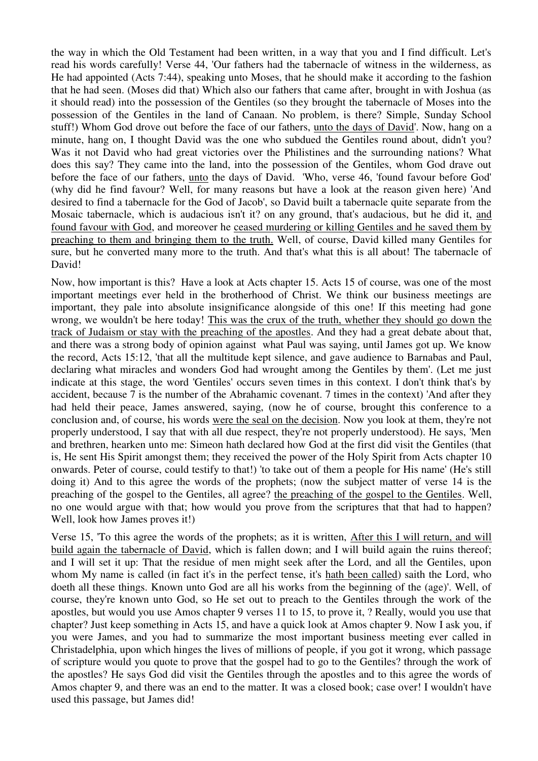the way in which the Old Testament had been written, in a way that you and I find difficult. Let's read his words carefully! Verse 44, 'Our fathers had the tabernacle of witness in the wilderness, as He had appointed (Acts 7:44), speaking unto Moses, that he should make it according to the fashion that he had seen. (Moses did that) Which also our fathers that came after, brought in with Joshua (as it should read) into the possession of the Gentiles (so they brought the tabernacle of Moses into the possession of the Gentiles in the land of Canaan. No problem, is there? Simple, Sunday School stuff!) Whom God drove out before the face of our fathers, <u>unto the days of David</u>'. Now, hang on a minute, hang on, I thought David was the one who subdued the Gentiles round about, didn't you? Was it not David who had great victories over the Philistines and the surrounding nations? What does this say? They came into the land, into the possession of the Gentiles, whom God drave out before the face of our fathers, <u>unto</u> the days of David. 'Who, verse 46, 'found favour before God' (why did he find favour? Well, for many reasons but have a look at the reason given here) 'And desired to find a tabernacle for the God of Jacob', so David built a tabernacle quite separate from the Mosaic tabernacle, which is audacious isn't it? on any ground, that's audacious, but he did it, <u>and found favour with God</u>, and moreover he <u>ceased murdering or killing Gentiles and he saved them by preaching to them and bringing them to the truth.</u> Well, of course, David killed many Gentiles for sure, but he converted many more to the truth. And that's what this is all about! The tabernacle of David!

Now, how important is this? Have a look at Acts chapter 15. Acts 15 of course, was one of the most important meetings ever held in the brotherhood of Christ. We think our business meetings are important, they pale into absolute insignificance alongside of this one! If this meeting had gone wrong, we wouldn't be here today! <u>This was the crux of the truth, whether they should go down the track of Judaism or stay with the preaching of the apostles</u>. And they had a great debate about that, and there was a strong body of opinion against what Paul was saying, until James got up. We know the record, Acts 15:12, 'that all the multitude kept silence, and gave audience to Barnabas and Paul, declaring what miracles and wonders God had wrought among the Gentiles by them'. (Let me just indicate at this stage, the word 'Gentiles' occurs seven times in this context. I don't think that's by accident, because 7 is the number of the Abrahamic covenant. 7 times in the context) 'And after they had held their peace, James answered, saying, (now he of course, brought this conference to a conclusion and, of course, his words <u>were the seal on the decision</u>. Now you look at them, they're not properly understood, I say that with all due respect, they're not properly understood). He says, 'Men and brethren, hearken unto me: Simeon hath declared how God at the first did visit the Gentiles (that is, He sent His Spirit amongst them; they received the power of the Holy Spirit from Acts chapter 10 onwards. Peter of course, could testify to that!) 'to take out of them a people for His name' (He's still doing it) And to this agree the words of the prophets; (now the subject matter of verse 14 is the preaching of the gospel to the Gentiles, all agree? <u>the preaching of the gospel to the Gentiles</u>. Well, no one would argue with that; how would you prove from the scriptures that that had to happen? Well, look how James proves it!)

Verse 15, 'To this agree the words of the prophets; as it is written, <u>After this I will return, and will build again the tabernacle of David</u>, which is fallen down; and I will build again the ruins thereof; and I will set it up: That the residue of men might seek after the Lord, and all the Gentiles, upon whom My name is called (in fact it's in the perfect tense, it's <u>hath been called</u>) saith the Lord, who doeth all these things. Known unto God are all his works from the beginning of the (age)'. Well, of course, they're known unto God, so He set out to preach to the Gentiles through the work of the apostles, but would you use Amos chapter 9 verses 11 to 15, to prove it, ? Really, would you use that chapter? Just keep something in Acts 15, and have a quick look at Amos chapter 9. Now I ask you, if you were James, and you had to summarize the most important business meeting ever called in Christadelphia, upon which hinges the lives of millions of people, if you got it wrong, which passage of scripture would you quote to prove that the gospel had to go to the Gentiles? through the work of the apostles? He says God did visit the Gentiles through the apostles and to this agree the words of Amos chapter 9, and there was an end to the matter. It was a closed book; case over! I wouldn't have used this passage, but James did!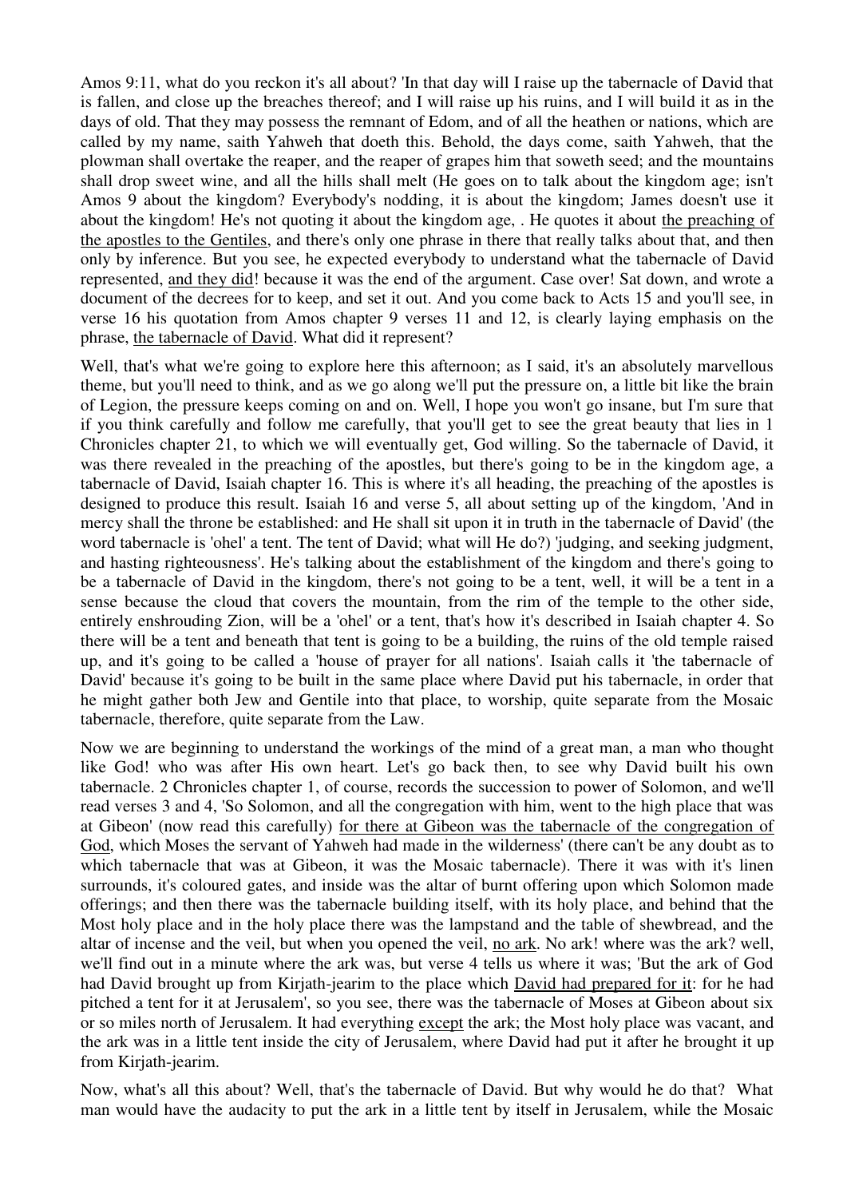Amos 9:11, what do you reckon it's all about? 'In that day will I raise up the tabernacle of David that is fallen, and close up the breaches thereof; and I will raise up his ruins, and I will build it as in the days of old. That they may possess the remnant of Edom, and of all the heathen or nations, which are called by my name, saith Yahweh that doeth this. Behold, the days come, saith Yahweh, that the plowman shall overtake the reaper, and the reaper of grapes him that soweth seed; and the mountains shall drop sweet wine, and all the hills shall melt (He goes on to talk about the kingdom age; isn't Amos 9 about the kingdom? Everybody's nodding, it is about the kingdom; James doesn't use it about the kingdom! He's not quoting it about the kingdom age, . He quotes it about <u>the preaching of the apostles to the Gentiles</u>, and there's only one phrase in there that really talks about that, and then only by inference. But you see, he expected everybody to understand what the tabernacle of David represented, <u>and they did</u>! because it was the end of the argument. Case over! Sat down, and wrote a document of the decrees for to keep, and set it out. And you come back to Acts 15 and you'll see, in verse 16 his quotation from Amos chapter 9 verses 11 and 12, is clearly laying emphasis on the phrase, <u>the tabernacle of David</u>. What did it represent?

Well, that's what we're going to explore here this afternoon; as I said, it's an absolutely marvellous theme, but you'll need to think, and as we go along we'll put the pressure on, a little bit like the brain of Legion, the pressure keeps coming on and on. Well, I hope you won't go insane, but I'm sure that if you think carefully and follow me carefully, that you'll get to see the great beauty that lies in 1 Chronicles chapter 21, to which we will eventually get, God willing. So the tabernacle of David, it was there revealed in the preaching of the apostles, but there's going to be in the kingdom age, a tabernacle of David, Isaiah chapter 16. This is where it's all heading, the preaching of the apostles is designed to produce this result. Isaiah 16 and verse 5, all about setting up of the kingdom, 'And in mercy shall the throne be established: and He shall sit upon it in truth in the tabernacle of David' (the word tabernacle is 'ohel' a tent. The tent of David; what will He do?) 'judging, and seeking judgment, and hasting righteousness'. He's talking about the establishment of the kingdom and there's going to be a tabernacle of David in the kingdom, there's not going to be a tent, well, it will be a tent in a sense because the cloud that covers the mountain, from the rim of the temple to the other side, entirely enshrouding Zion, will be a 'ohel' or a tent, that's how it's described in Isaiah chapter 4. So there will be a tent and beneath that tent is going to be a building, the ruins of the old temple raised up, and it's going to be called a 'house of prayer for all nations'. Isaiah calls it 'the tabernacle of David' because it's going to be built in the same place where David put his tabernacle, in order that he might gather both Jew and Gentile into that place, to worship, quite separate from the Mosaic tabernacle, therefore, quite separate from the Law.

Now we are beginning to understand the workings of the mind of a great man, a man who thought like God! who was after His own heart. Let's go back then, to see why David built his own tabernacle. 2 Chronicles chapter 1, of course, records the succession to power of Solomon, and we'll read verses 3 and 4, 'So Solomon, and all the congregation with him, went to the high place that was at Gibeon' (now read this carefully) <u>for there at Gibeon was the tabernacle of the congregation of God</u>, which Moses the servant of Yahweh had made in the wilderness' (there can't be any doubt as to which tabernacle that was at Gibeon, it was the Mosaic tabernacle). There it was with it's linen surrounds, it's coloured gates, and inside was the altar of burnt offering upon which Solomon made offerings; and then there was the tabernacle building itself, with its holy place, and behind that the Most holy place and in the holy place there was the lampstand and the table of shewbread, and the altar of incense and the veil, but when you opened the veil, <u>no ark</u>. No ark! where was the ark? well, we'll find out in a minute where the ark was, but verse 4 tells us where it was; 'But the ark of God had David brought up from Kirjath-jearim to the place which <u>David had prepared for it</u>: for he had pitched a tent for it at Jerusalem', so you see, there was the tabernacle of Moses at Gibeon about six or so miles north of Jerusalem. It had everything <u>except</u> the ark; the Most holy place was vacant, and the ark was in a little tent inside the city of Jerusalem, where David had put it after he brought it up from Kirjath-jearim.

Now, what's all this about? Well, that's the tabernacle of David. But why would he do that? What man would have the audacity to put the ark in a little tent by itself in Jerusalem, while the Mosaic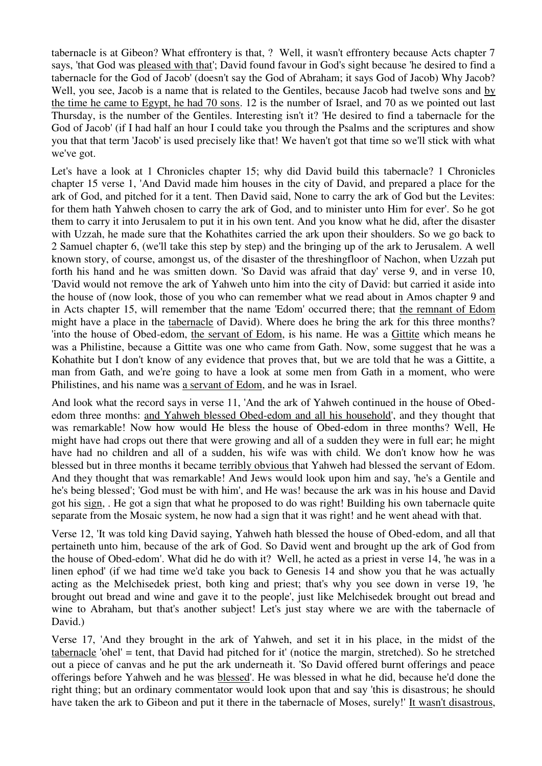tabernacle is at Gibeon? What effrontery is that, ? Well, it wasn't effrontery because Acts chapter 7 says, 'that God was pleased with that'; David found favour in God's sight because 'he desired to find a tabernacle for the God of Jacob' (doesn't say the God of Abraham; it says God of Jacob) Why Jacob? Well, you see, Jacob is a name that is related to the Gentiles, because Jacob had twelve sons and by the time he came to Egypt, he had 70 sons. 12 is the number of Israel, and 70 as we pointed out last Thursday, is the number of the Gentiles. Interesting isn't it? 'He desired to find a tabernacle for the God of Jacob' (if I had half an hour I could take you through the Psalms and the scriptures and show you that that term 'Jacob' is used precisely like that! We haven't got that time so we'll stick with what we've got.

Let's have a look at 1 Chronicles chapter 15; why did David build this tabernacle? 1 Chronicles chapter 15 verse 1, 'And David made him houses in the city of David, and prepared a place for the ark of God, and pitched for it a tent. Then David said, None to carry the ark of God but the Levites: for them hath Yahweh chosen to carry the ark of God, and to minister unto Him for ever'. So he got them to carry it into Jerusalem to put it in his own tent. And you know what he did, after the disaster with Uzzah, he made sure that the Kohathites carried the ark upon their shoulders. So we go back to 2 Samuel chapter 6, (we'll take this step by step) and the bringing up of the ark to Jerusalem. A well known story, of course, amongst us, of the disaster of the threshingfloor of Nachon, when Uzzah put forth his hand and he was smitten down. 'So David was afraid that day' verse 9, and in verse 10, 'David would not remove the ark of Yahweh unto him into the city of David: but carried it aside into the house of (now look, those of you who can remember what we read about in Amos chapter 9 and in Acts chapter 15, will remember that the name 'Edom' occurred there; that the remnant of Edom might have a place in the tabernacle of David). Where does he bring the ark for this three months? 'into the house of Obed-edom, the servant of Edom, is his name. He was a Gittite which means he was a Philistine, because a Gittite was one who came from Gath. Now, some suggest that he was a Kohathite but I don't know of any evidence that proves that, but we are told that he was a Gittite, a man from Gath, and we're going to have a look at some men from Gath in a moment, who were Philistines, and his name was a servant of Edom, and he was in Israel.

And look what the record says in verse 11, 'And the ark of Yahweh continued in the house of Obed-edom three months: and Yahweh blessed Obed-edom and all his household', and they thought that was remarkable! Now how would He bless the house of Obed-edom in three months? Well, He might have had crops out there that were growing and all of a sudden they were in full ear; he might have had no children and all of a sudden, his wife was with child. We don't know how he was blessed but in three months it became terribly obvious that Yahweh had blessed the servant of Edom. And they thought that was remarkable! And Jews would look upon him and say, 'he's a Gentile and he's being blessed'; 'God must be with him', and He was! because the ark was in his house and David got his sign, . He got a sign that what he proposed to do was right! Building his own tabernacle quite separate from the Mosaic system, he now had a sign that it was right! and he went ahead with that.

Verse 12, 'It was told king David saying, Yahweh hath blessed the house of Obed-edom, and all that pertaineth unto him, because of the ark of God. So David went and brought up the ark of God from the house of Obed-edom'. What did he do with it? Well, he acted as a priest in verse 14, 'he was in a linen ephod' (if we had time we'd take you back to Genesis 14 and show you that he was actually acting as the Melchisedek priest, both king and priest; that's why you see down in verse 19, 'he brought out bread and wine and gave it to the people', just like Melchisedek brought out bread and wine to Abraham, but that's another subject! Let's just stay where we are with the tabernacle of David.)

Verse 17, 'And they brought in the ark of Yahweh, and set it in his place, in the midst of the tabernacle 'ohel' = tent, that David had pitched for it' (notice the margin, stretched). So he stretched out a piece of canvas and he put the ark underneath it. 'So David offered burnt offerings and peace offerings before Yahweh and he was blessed'. He was blessed in what he did, because he'd done the right thing; but an ordinary commentator would look upon that and say 'this is disastrous; he should have taken the ark to Gibeon and put it there in the tabernacle of Moses, surely!' It wasn't disastrous,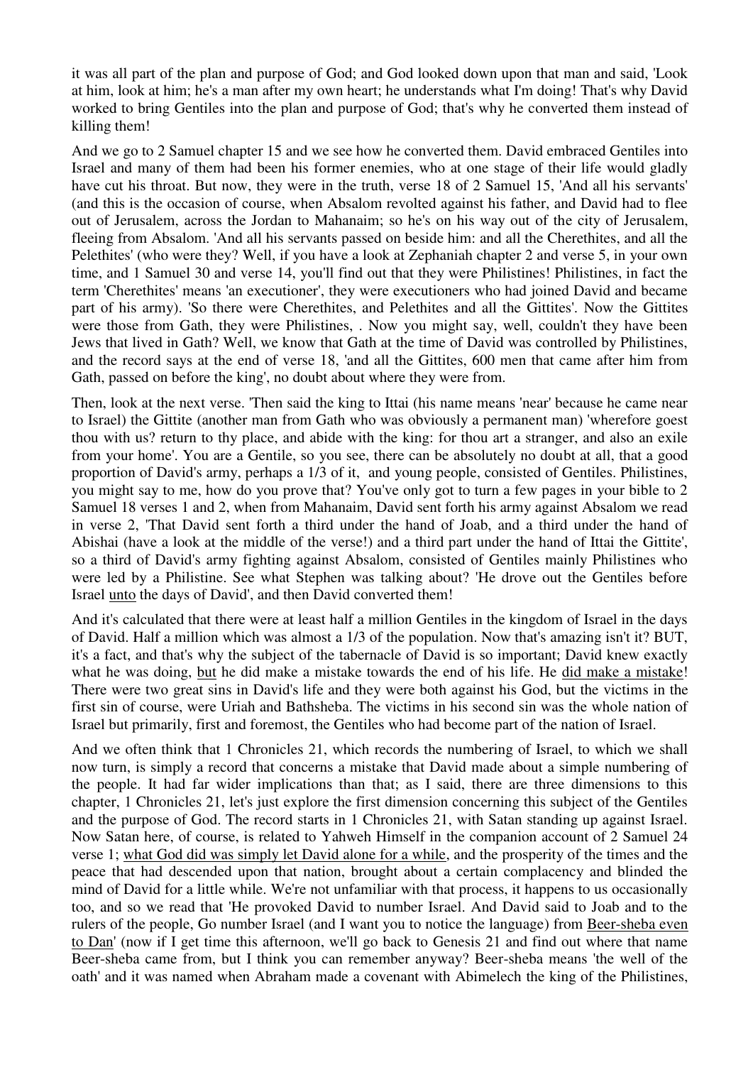it was all part of the plan and purpose of God; and God looked down upon that man and said, 'Look at him, look at him; he's a man after my own heart; he understands what I'm doing! That's why David worked to bring Gentiles into the plan and purpose of God; that's why he converted them instead of killing them!

And we go to 2 Samuel chapter 15 and we see how he converted them. David embraced Gentiles into Israel and many of them had been his former enemies, who at one stage of their life would gladly have cut his throat. But now, they were in the truth, verse 18 of 2 Samuel 15, 'And all his servants' (and this is the occasion of course, when Absalom revolted against his father, and David had to flee out of Jerusalem, across the Jordan to Mahanaim; so he's on his way out of the city of Jerusalem, fleeing from Absalom. 'And all his servants passed on beside him: and all the Cherethites, and all the Pelethites' (who were they? Well, if you have a look at Zephaniah chapter 2 and verse 5, in your own time, and 1 Samuel 30 and verse 14, you'll find out that they were Philistines! Philistines, in fact the term 'Cherethites' means 'an executioner', they were executioners who had joined David and became part of his army). 'So there were Cherethites, and Pelethites and all the Gittites'. Now the Gittites were those from Gath, they were Philistines, . Now you might say, well, couldn't they have been Jews that lived in Gath? Well, we know that Gath at the time of David was controlled by Philistines, and the record says at the end of verse 18, 'and all the Gittites, 600 men that came after him from Gath, passed on before the king', no doubt about where they were from.

Then, look at the next verse. 'Then said the king to Ittai (his name means 'near' because he came near to Israel) the Gittite (another man from Gath who was obviously a permanent man) 'wherefore goest thou with us? return to thy place, and abide with the king: for thou art a stranger, and also an exile from your home'. You are a Gentile, so you see, there can be absolutely no doubt at all, that a good proportion of David's army, perhaps a 1/3 of it, and young people, consisted of Gentiles. Philistines, you might say to me, how do you prove that? You've only got to turn a few pages in your bible to 2 Samuel 18 verses 1 and 2, when from Mahanaim, David sent forth his army against Absalom we read in verse 2, 'That David sent forth a third under the hand of Joab, and a third under the hand of Abishai (have a look at the middle of the verse!) and a third part under the hand of Ittai the Gittite', so a third of David's army fighting against Absalom, consisted of Gentiles mainly Philistines who were led by a Philistine. See what Stephen was talking about? 'He drove out the Gentiles before Israel <u>unto</u> the days of David', and then David converted them!

And it's calculated that there were at least half a million Gentiles in the kingdom of Israel in the days of David. Half a million which was almost a 1/3 of the population. Now that's amazing isn't it? BUT, it's a fact, and that's why the subject of the tabernacle of David is so important; David knew exactly what he was doing, <u>but</u> he did make a mistake towards the end of his life. He <u>did make a mistake</u>! There were two great sins in David's life and they were both against his God, but the victims in the first sin of course, were Uriah and Bathsheba. The victims in his second sin was the whole nation of Israel but primarily, first and foremost, the Gentiles who had become part of the nation of Israel.

And we often think that 1 Chronicles 21, which records the numbering of Israel, to which we shall now turn, is simply a record that concerns a mistake that David made about a simple numbering of the people. It had far wider implications than that; as I said, there are three dimensions to this chapter, 1 Chronicles 21, let's just explore the first dimension concerning this subject of the Gentiles and the purpose of God. The record starts in 1 Chronicles 21, with Satan standing up against Israel. Now Satan here, of course, is related to Yahweh Himself in the companion account of 2 Samuel 24 verse 1; <u>what God did was simply let David alone for a while</u>, and the prosperity of the times and the peace that had descended upon that nation, brought about a certain complacency and blinded the mind of David for a little while. We're not unfamiliar with that process, it happens to us occasionally too, and so we read that 'He provoked David to number Israel. And David said to Joab and to the rulers of the people, Go number Israel (and I want you to notice the language) from <u>Beer-sheba even to Dan</u>' (now if I get time this afternoon, we'll go back to Genesis 21 and find out where that name Beer-sheba came from, but I think you can remember anyway? Beer-sheba means 'the well of the oath' and it was named when Abraham made a covenant with Abimelech the king of the Philistines,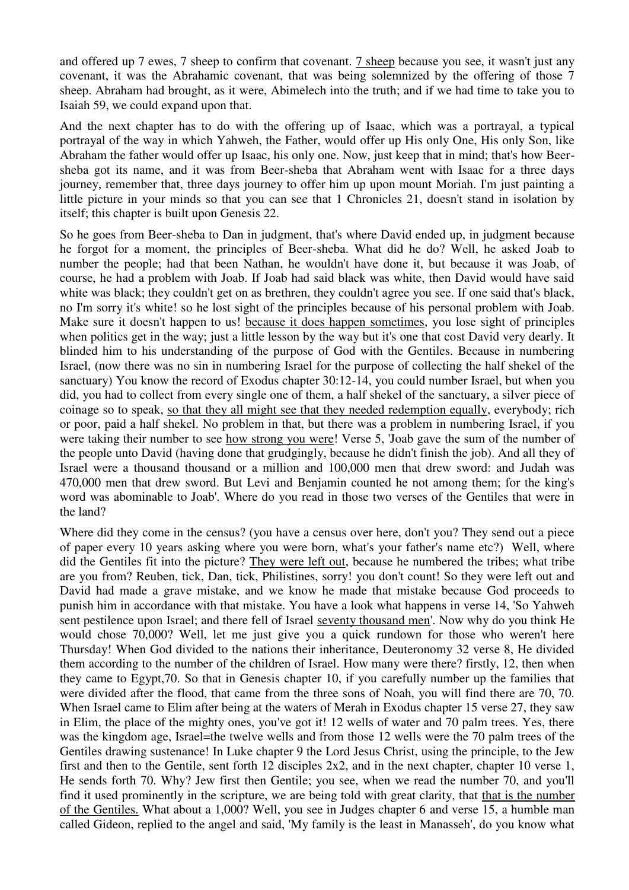and offered up 7 ewes, 7 sheep to confirm that covenant. <u>7 sheep</u> because you see, it wasn't just any covenant, it was the Abrahamic covenant, that was being solemnized by the offering of those 7 sheep. Abraham had brought, as it were, Abimelech into the truth; and if we had time to take you to Isaiah 59, we could expand upon that.

And the next chapter has to do with the offering up of Isaac, which was a portrayal, a typical portrayal of the way in which Yahweh, the Father, would offer up His only One, His only Son, like Abraham the father would offer up Isaac, his only one. Now, just keep that in mind; that's how Beer-sheba got its name, and it was from Beer-sheba that Abraham went with Isaac for a three days journey, remember that, three days journey to offer him up upon mount Moriah. I'm just painting a little picture in your minds so that you can see that 1 Chronicles 21, doesn't stand in isolation by itself; this chapter is built upon Genesis 22.

So he goes from Beer-sheba to Dan in judgment, that's where David ended up, in judgment because he forgot for a moment, the principles of Beer-sheba. What did he do? Well, he asked Joab to number the people; had that been Nathan, he wouldn't have done it, but because it was Joab, of course, he had a problem with Joab. If Joab had said black was white, then David would have said white was black; they couldn't get on as brethren, they couldn't agree you see. If one said that's black, no I'm sorry it's white! so he lost sight of the principles because of his personal problem with Joab. Make sure it doesn't happen to us! <u>because it does happen sometimes</u>, you lose sight of principles when politics get in the way; just a little lesson by the way but it's one that cost David very dearly. It blinded him to his understanding of the purpose of God with the Gentiles. Because in numbering Israel, (now there was no sin in numbering Israel for the purpose of collecting the half shekel of the sanctuary) You know the record of Exodus chapter 30:12-14, you could number Israel, but when you did, you had to collect from every single one of them, a half shekel of the sanctuary, a silver piece of coinage so to speak, <u>so that they all might see that they needed redemption equally</u>, everybody; rich or poor, paid a half shekel. No problem in that, but there was a problem in numbering Israel, if you were taking their number to see <u>how strong you were</u>! Verse 5, 'Joab gave the sum of the number of the people unto David (having done that grudgingly, because he didn't finish the job). And all they of Israel were a thousand thousand or a million and 100,000 men that drew sword: and Judah was 470,000 men that drew sword. But Levi and Benjamin counted he not among them; for the king's word was abominable to Joab'. Where do you read in those two verses of the Gentiles that were in the land?

Where did they come in the census? (you have a census over here, don't you? They send out a piece of paper every 10 years asking where you were born, what's your father's name etc?) Well, where did the Gentiles fit into the picture? <u>They were left out</u>, because he numbered the tribes; what tribe are you from? Reuben, tick, Dan, tick, Philistines, sorry! you don't count! So they were left out and David had made a grave mistake, and we know he made that mistake because God proceeds to punish him in accordance with that mistake. You have a look what happens in verse 14, 'So Yahweh sent pestilence upon Israel; and there fell of Israel <u>seventy thousand men</u>'. Now why do you think He would chose 70,000? Well, let me just give you a quick rundown for those who weren't here Thursday! When God divided to the nations their inheritance, Deuteronomy 32 verse 8, He divided them according to the number of the children of Israel. How many were there? firstly, 12, then when they came to Egypt,70. So that in Genesis chapter 10, if you carefully number up the families that were divided after the flood, that came from the three sons of Noah, you will find there are 70, 70. When Israel came to Elim after being at the waters of Merah in Exodus chapter 15 verse 27, they saw in Elim, the place of the mighty ones, you've got it! 12 wells of water and 70 palm trees. Yes, there was the kingdom age, Israel=the twelve wells and from those 12 wells were the 70 palm trees of the Gentiles drawing sustenance! In Luke chapter 9 the Lord Jesus Christ, using the principle, to the Jew first and then to the Gentile, sent forth 12 disciples 2x2, and in the next chapter, chapter 10 verse 1, He sends forth 70. Why? Jew first then Gentile; you see, when we read the number 70, and you'll find it used prominently in the scripture, we are being told with great clarity, that <u>that is the number of the Gentiles.</u> What about a 1,000? Well, you see in Judges chapter 6 and verse 15, a humble man called Gideon, replied to the angel and said, 'My family is the least in Manasseh', do you know what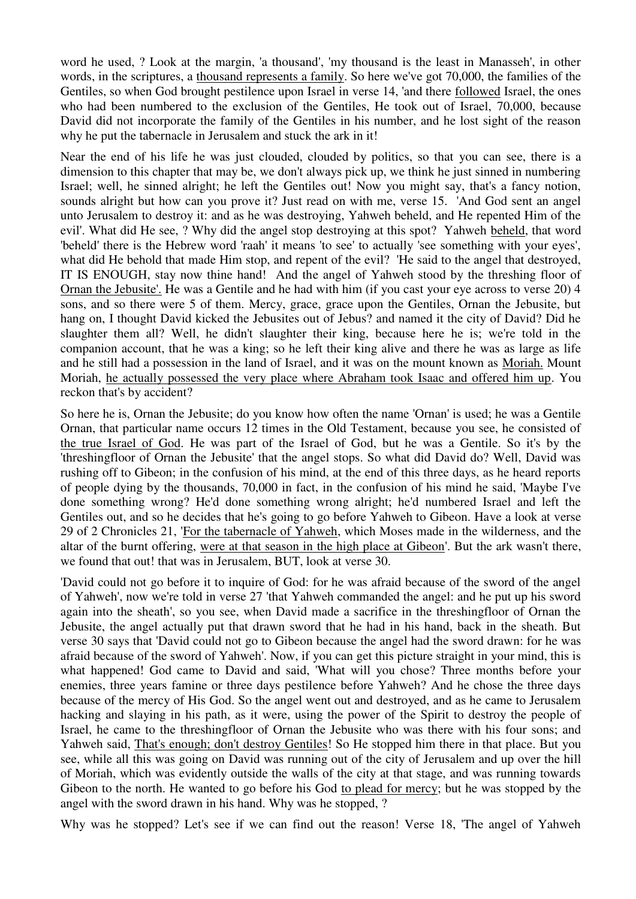word he used, ? Look at the margin, 'a thousand', 'my thousand is the least in Manasseh', in other words, in the scriptures, a <u>thousand represents a family</u>. So here we've got 70,000, the families of the Gentiles, so when God brought pestilence upon Israel in verse 14, 'and there <u>followed</u> Israel, the ones who had been numbered to the exclusion of the Gentiles, He took out of Israel, 70,000, because David did not incorporate the family of the Gentiles in his number, and he lost sight of the reason why he put the tabernacle in Jerusalem and stuck the ark in it!

Near the end of his life he was just clouded, clouded by politics, so that you can see, there is a dimension to this chapter that may be, we don't always pick up, we think he just sinned in numbering Israel; well, he sinned alright; he left the Gentiles out! Now you might say, that's a fancy notion, sounds alright but how can you prove it? Just read on with me, verse 15. 'And God sent an angel unto Jerusalem to destroy it: and as he was destroying, Yahweh beheld, and He repented Him of the evil'. What did He see, ? Why did the angel stop destroying at this spot? Yahweh <u>beheld</u>, that word 'beheld' there is the Hebrew word 'raah' it means 'to see' to actually 'see something with your eyes', what did He behold that made Him stop, and repent of the evil? 'He said to the angel that destroyed, IT IS ENOUGH, stay now thine hand! And the angel of Yahweh stood by the threshing floor of <u>Ornan the Jebusite'.</u> He was a Gentile and he had with him (if you cast your eye across to verse 20) 4 sons, and so there were 5 of them. Mercy, grace, grace upon the Gentiles, Ornan the Jebusite, but hang on, I thought David kicked the Jebusites out of Jebus? and named it the city of David? Did he slaughter them all? Well, he didn't slaughter their king, because here he is; we're told in the companion account, that he was a king; so he left their king alive and there he was as large as life and he still had a possession in the land of Israel, and it was on the mount known as <u>Moriah.</u> Mount Moriah, <u>he actually possessed the very place where Abraham took Isaac and offered him up</u>. You reckon that's by accident?

So here he is, Ornan the Jebusite; do you know how often the name 'Ornan' is used; he was a Gentile Ornan, that particular name occurs 12 times in the Old Testament, because you see, he consisted of <u>the true Israel of God</u>. He was part of the Israel of God, but he was a Gentile. So it's by the 'threshingfloor of Ornan the Jebusite' that the angel stops. So what did David do? Well, David was rushing off to Gibeon; in the confusion of his mind, at the end of this three days, as he heard reports of people dying by the thousands, 70,000 in fact, in the confusion of his mind he said, 'Maybe I've done something wrong? He'd done something wrong alright; he'd numbered Israel and left the Gentiles out, and so he decides that he's going to go before Yahweh to Gibeon. Have a look at verse 29 of 2 Chronicles 21, '<u>For the tabernacle of Yahweh</u>, which Moses made in the wilderness, and the altar of the burnt offering, <u>were at that season in the high place at Gibeon</u>'. But the ark wasn't there, we found that out! that was in Jerusalem, BUT, look at verse 30.

'David could not go before it to inquire of God: for he was afraid because of the sword of the angel of Yahweh', now we're told in verse 27 'that Yahweh commanded the angel: and he put up his sword again into the sheath', so you see, when David made a sacrifice in the threshingfloor of Ornan the Jebusite, the angel actually put that drawn sword that he had in his hand, back in the sheath. But verse 30 says that 'David could not go to Gibeon because the angel had the sword drawn: for he was afraid because of the sword of Yahweh'. Now, if you can get this picture straight in your mind, this is what happened! God came to David and said, 'What will you chose? Three months before your enemies, three years famine or three days pestilence before Yahweh? And he chose the three days because of the mercy of His God. So the angel went out and destroyed, and as he came to Jerusalem hacking and slaying in his path, as it were, using the power of the Spirit to destroy the people of Israel, he came to the threshingfloor of Ornan the Jebusite who was there with his four sons; and Yahweh said, <u>That's enough; don't destroy Gentiles</u>! So He stopped him there in that place. But you see, while all this was going on David was running out of the city of Jerusalem and up over the hill of Moriah, which was evidently outside the walls of the city at that stage, and was running towards Gibeon to the north. He wanted to go before his God <u>to plead for mercy</u>; but he was stopped by the angel with the sword drawn in his hand. Why was he stopped, ?

Why was he stopped? Let's see if we can find out the reason! Verse 18, 'The angel of Yahweh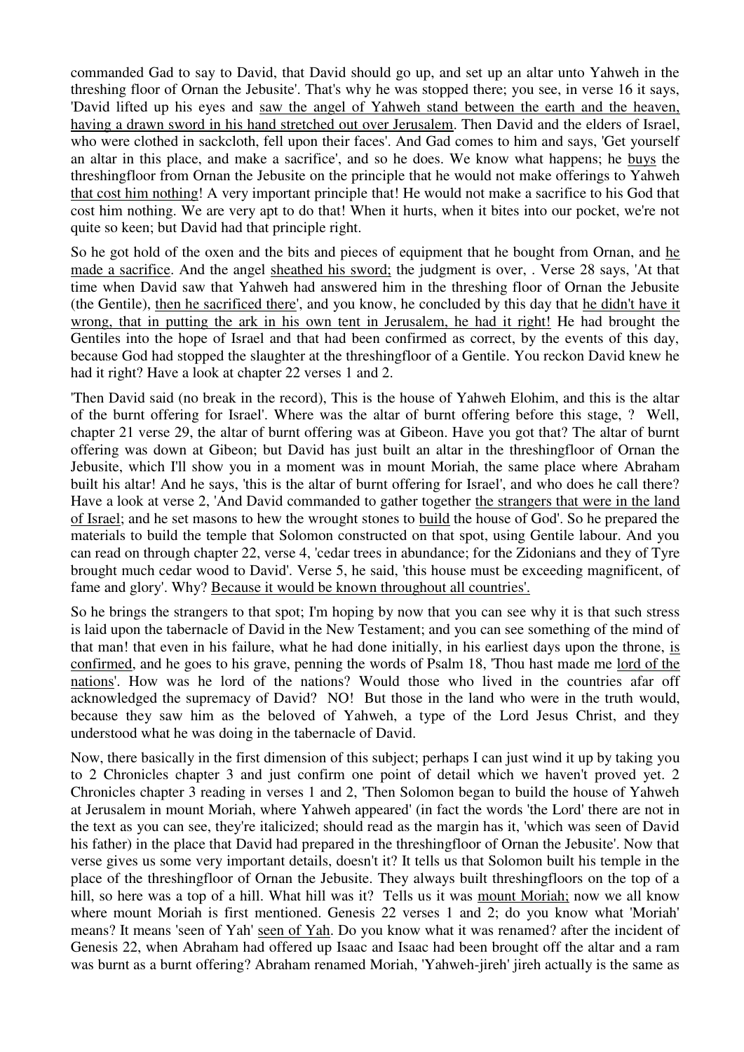commanded Gad to say to David, that David should go up, and set up an altar unto Yahweh in the threshing floor of Ornan the Jebusite'. That's why he was stopped there; you see, in verse 16 it says, 'David lifted up his eyes and <u>saw the angel of Yahweh stand between the earth and the heaven, having a drawn sword in his hand stretched out over Jerusalem</u>. Then David and the elders of Israel, who were clothed in sackcloth, fell upon their faces'. And Gad comes to him and says, 'Get yourself an altar in this place, and make a sacrifice', and so he does. We know what happens; he <u>buys</u> the threshingfloor from Ornan the Jebusite on the principle that he would not make offerings to Yahweh <u>that cost him nothing</u>! A very important principle that! He would not make a sacrifice to his God that cost him nothing. We are very apt to do that! When it hurts, when it bites into our pocket, we're not quite so keen; but David had that principle right.

So he got hold of the oxen and the bits and pieces of equipment that he bought from Ornan, and <u>he made a sacrifice</u>. And the angel <u>sheathed his sword;</u> the judgment is over, . Verse 28 says, 'At that time when David saw that Yahweh had answered him in the threshing floor of Ornan the Jebusite (the Gentile), <u>then he sacrificed there</u>', and you know, he concluded by this day that <u>he didn't have it wrong, that in putting the ark in his own tent in Jerusalem, he had it right!</u> He had brought the Gentiles into the hope of Israel and that had been confirmed as correct, by the events of this day, because God had stopped the slaughter at the threshingfloor of a Gentile. You reckon David knew he had it right? Have a look at chapter 22 verses 1 and 2.

'Then David said (no break in the record), This is the house of Yahweh Elohim, and this is the altar of the burnt offering for Israel'. Where was the altar of burnt offering before this stage, ? Well, chapter 21 verse 29, the altar of burnt offering was at Gibeon. Have you got that? The altar of burnt offering was down at Gibeon; but David has just built an altar in the threshingfloor of Ornan the Jebusite, which I'll show you in a moment was in mount Moriah, the same place where Abraham built his altar! And he says, 'this is the altar of burnt offering for Israel', and who does he call there? Have a look at verse 2, 'And David commanded to gather together <u>the strangers that were in the land of Israel</u>; and he set masons to hew the wrought stones to <u>build</u> the house of God'. So he prepared the materials to build the temple that Solomon constructed on that spot, using Gentile labour. And you can read on through chapter 22, verse 4, 'cedar trees in abundance; for the Zidonians and they of Tyre brought much cedar wood to David'. Verse 5, he said, 'this house must be exceeding magnificent, of fame and glory'. Why? <u>Because it would be known throughout all countries'.</u>

So he brings the strangers to that spot; I'm hoping by now that you can see why it is that such stress is laid upon the tabernacle of David in the New Testament; and you can see something of the mind of that man! that even in his failure, what he had done initially, in his earliest days upon the throne, <u>is confirmed</u>, and he goes to his grave, penning the words of Psalm 18, 'Thou hast made me <u>lord of the nations</u>'. How was he lord of the nations? Would those who lived in the countries afar off acknowledged the supremacy of David? NO! But those in the land who were in the truth would, because they saw him as the beloved of Yahweh, a type of the Lord Jesus Christ, and they understood what he was doing in the tabernacle of David.

Now, there basically in the first dimension of this subject; perhaps I can just wind it up by taking you to 2 Chronicles chapter 3 and just confirm one point of detail which we haven't proved yet. 2 Chronicles chapter 3 reading in verses 1 and 2, 'Then Solomon began to build the house of Yahweh at Jerusalem in mount Moriah, where Yahweh appeared' (in fact the words 'the Lord' there are not in the text as you can see, they're italicized; should read as the margin has it, 'which was seen of David his father) in the place that David had prepared in the threshingfloor of Ornan the Jebusite'. Now that verse gives us some very important details, doesn't it? It tells us that Solomon built his temple in the place of the threshingfloor of Ornan the Jebusite. They always built threshingfloors on the top of a hill, so here was a top of a hill. What hill was it? Tells us it was <u>mount Moriah;</u> now we all know where mount Moriah is first mentioned. Genesis 22 verses 1 and 2; do you know what 'Moriah' means? It means 'seen of Yah' <u>seen of Yah</u>. Do you know what it was renamed? after the incident of Genesis 22, when Abraham had offered up Isaac and Isaac had been brought off the altar and a ram was burnt as a burnt offering? Abraham renamed Moriah, 'Yahweh-jireh' jireh actually is the same as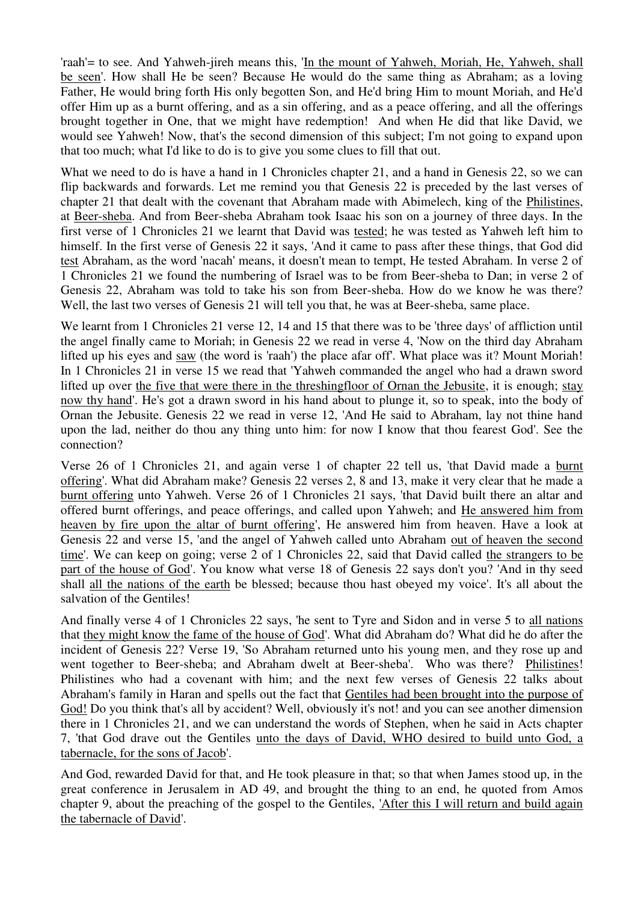'raah'= to see. And Yahweh-jireh means this, '<u>In the mount of Yahweh, Moriah, He, Yahweh, shall be seen</u>'. How shall He be seen? Because He would do the same thing as Abraham; as a loving Father, He would bring forth His only begotten Son, and He'd bring Him to mount Moriah, and He'd offer Him up as a burnt offering, and as a sin offering, and as a peace offering, and all the offerings brought together in One, that we might have redemption! And when He did that like David, we would see Yahweh! Now, that's the second dimension of this subject; I'm not going to expand upon that too much; what I'd like to do is to give you some clues to fill that out.

What we need to do is have a hand in 1 Chronicles chapter 21, and a hand in Genesis 22, so we can flip backwards and forwards. Let me remind you that Genesis 22 is preceded by the last verses of chapter 21 that dealt with the covenant that Abraham made with Abimelech, king of the <u>Philistines</u>, at <u>Beer-sheba</u>. And from Beer-sheba Abraham took Isaac his son on a journey of three days. In the first verse of 1 Chronicles 21 we learnt that David was <u>tested</u>; he was tested as Yahweh left him to himself. In the first verse of Genesis 22 it says, 'And it came to pass after these things, that God did <u>test</u> Abraham, as the word 'nacah' means, it doesn't mean to tempt, He tested Abraham. In verse 2 of 1 Chronicles 21 we found the numbering of Israel was to be from Beer-sheba to Dan; in verse 2 of Genesis 22, Abraham was told to take his son from Beer-sheba. How do we know he was there? Well, the last two verses of Genesis 21 will tell you that, he was at Beer-sheba, same place.

We learnt from 1 Chronicles 21 verse 12, 14 and 15 that there was to be 'three days' of affliction until the angel finally came to Moriah; in Genesis 22 we read in verse 4, 'Now on the third day Abraham lifted up his eyes and <u>saw</u> (the word is 'raah') the place afar off'. What place was it? Mount Moriah! In 1 Chronicles 21 in verse 15 we read that 'Yahweh commanded the angel who had a drawn sword lifted up over <u>the five that were there in the threshingfloor of Ornan the Jebusite</u>, it is enough; <u>stay now thy hand</u>'. He's got a drawn sword in his hand about to plunge it, so to speak, into the body of Ornan the Jebusite. Genesis 22 we read in verse 12, 'And He said to Abraham, lay not thine hand upon the lad, neither do thou any thing unto him: for now I know that thou fearest God'. See the connection?

Verse 26 of 1 Chronicles 21, and again verse 1 of chapter 22 tell us, 'that David made a <u>burnt offering</u>'. What did Abraham make? Genesis 22 verses 2, 8 and 13, make it very clear that he made a <u>burnt offering</u> unto Yahweh. Verse 26 of 1 Chronicles 21 says, 'that David built there an altar and offered burnt offerings, and peace offerings, and called upon Yahweh; and <u>He answered him from heaven by fire upon the altar of burnt offering</u>', He answered him from heaven. Have a look at Genesis 22 and verse 15, 'and the angel of Yahweh called unto Abraham <u>out of heaven the second time</u>'. We can keep on going; verse 2 of 1 Chronicles 22, said that David called <u>the strangers to be part of the house of God</u>'. You know what verse 18 of Genesis 22 says don't you? 'And in thy seed shall <u>all the nations of the earth</u> be blessed; because thou hast obeyed my voice'. It's all about the salvation of the Gentiles!

And finally verse 4 of 1 Chronicles 22 says, 'he sent to Tyre and Sidon and in verse 5 to <u>all nations</u> that <u>they might know the fame of the house of God</u>'. What did Abraham do? What did he do after the incident of Genesis 22? Verse 19, 'So Abraham returned unto his young men, and they rose up and went together to Beer-sheba; and Abraham dwelt at Beer-sheba'. Who was there? <u>Philistines</u>! Philistines who had a covenant with him; and the next few verses of Genesis 22 talks about Abraham's family in Haran and spells out the fact that <u>Gentiles had been brought into the purpose of God!</u> Do you think that's all by accident? Well, obviously it's not! and you can see another dimension there in 1 Chronicles 21, and we can understand the words of Stephen, when he said in Acts chapter 7, 'that God drave out the Gentiles <u>unto the days of David, WHO desired to build unto God, a tabernacle, for the sons of Jacob</u>'.

And God, rewarded David for that, and He took pleasure in that; so that when James stood up, in the great conference in Jerusalem in AD 49, and brought the thing to an end, he quoted from Amos chapter 9, about the preaching of the gospel to the Gentiles, '<u>After this I will return and build again the tabernacle of David</u>'.